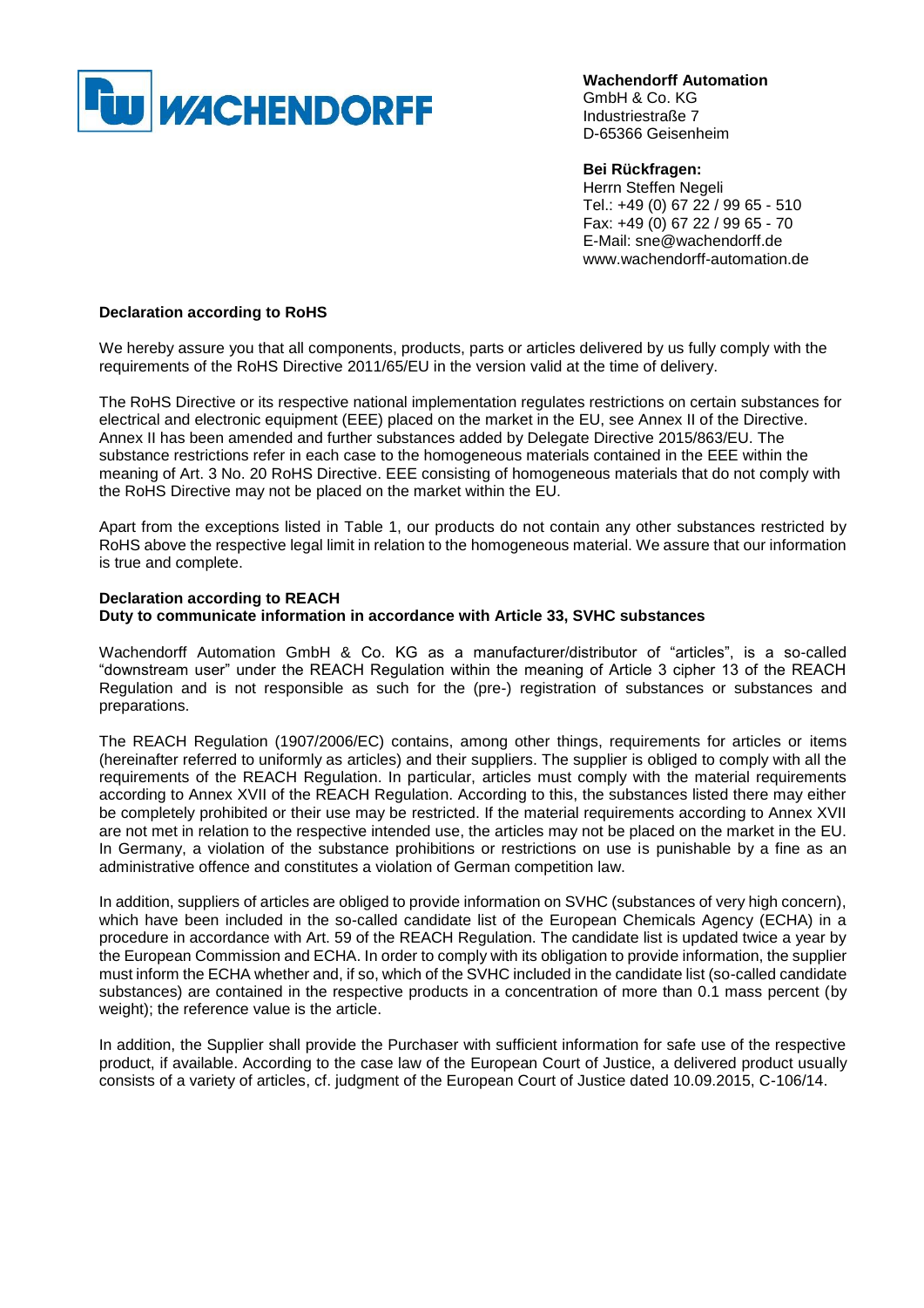**Wachendorff Automation**
GmbH & Co. KG
Industriestraße 7
D-65366 Geisenheim

**Bei Rückfragen:**
Herrn Steffen Negeli
Tel.: +49 (0) 67 22 / 99 65 - 510
Fax: +49 (0) 67 22 / 99 65 - 70
E-Mail: sne@wachendorff.de
www.wachendorff-automation.de

**Declaration according to RoHS**

We hereby assure you that all components, products, parts or articles delivered by us fully comply with the requirements of the RoHS Directive 2011/65/EU in the version valid at the time of delivery.

The RoHS Directive or its respective national implementation regulates restrictions on certain substances for electrical and electronic equipment (EEE) placed on the market in the EU, see Annex II of the Directive. Annex II has been amended and further substances added by Delegate Directive 2015/863/EU. The substance restrictions refer in each case to the homogeneous materials contained in the EEE within the meaning of Art. 3 No. 20 RoHS Directive. EEE consisting of homogeneous materials that do not comply with the RoHS Directive may not be placed on the market within the EU.

Apart from the exceptions listed in Table 1, our products do not contain any other substances restricted by RoHS above the respective legal limit in relation to the homogeneous material. We assure that our information is true and complete.

**Declaration according to REACH**
**Duty to communicate information in accordance with Article 33, SVHC substances**

Wachendorff Automation GmbH & Co. KG as a manufacturer/distributor of "articles", is a so-called "downstream user" under the REACH Regulation within the meaning of Article 3 cipher 13 of the REACH Regulation and is not responsible as such for the (pre-) registration of substances or substances and preparations.

The REACH Regulation (1907/2006/EC) contains, among other things, requirements for articles or items (hereinafter referred to uniformly as articles) and their suppliers. The supplier is obliged to comply with all the requirements of the REACH Regulation. In particular, articles must comply with the material requirements according to Annex XVII of the REACH Regulation. According to this, the substances listed there may either be completely prohibited or their use may be restricted. If the material requirements according to Annex XVII are not met in relation to the respective intended use, the articles may not be placed on the market in the EU. In Germany, a violation of the substance prohibitions or restrictions on use is punishable by a fine as an administrative offence and constitutes a violation of German competition law.

In addition, suppliers of articles are obliged to provide information on SVHC (substances of very high concern), which have been included in the so-called candidate list of the European Chemicals Agency (ECHA) in a procedure in accordance with Art. 59 of the REACH Regulation. The candidate list is updated twice a year by the European Commission and ECHA. In order to comply with its obligation to provide information, the supplier must inform the ECHA whether and, if so, which of the SVHC included in the candidate list (so-called candidate substances) are contained in the respective products in a concentration of more than 0.1 mass percent (by weight); the reference value is the article.

In addition, the Supplier shall provide the Purchaser with sufficient information for safe use of the respective product, if available. According to the case law of the European Court of Justice, a delivered product usually consists of a variety of articles, cf. judgment of the European Court of Justice dated 10.09.2015, C-106/14.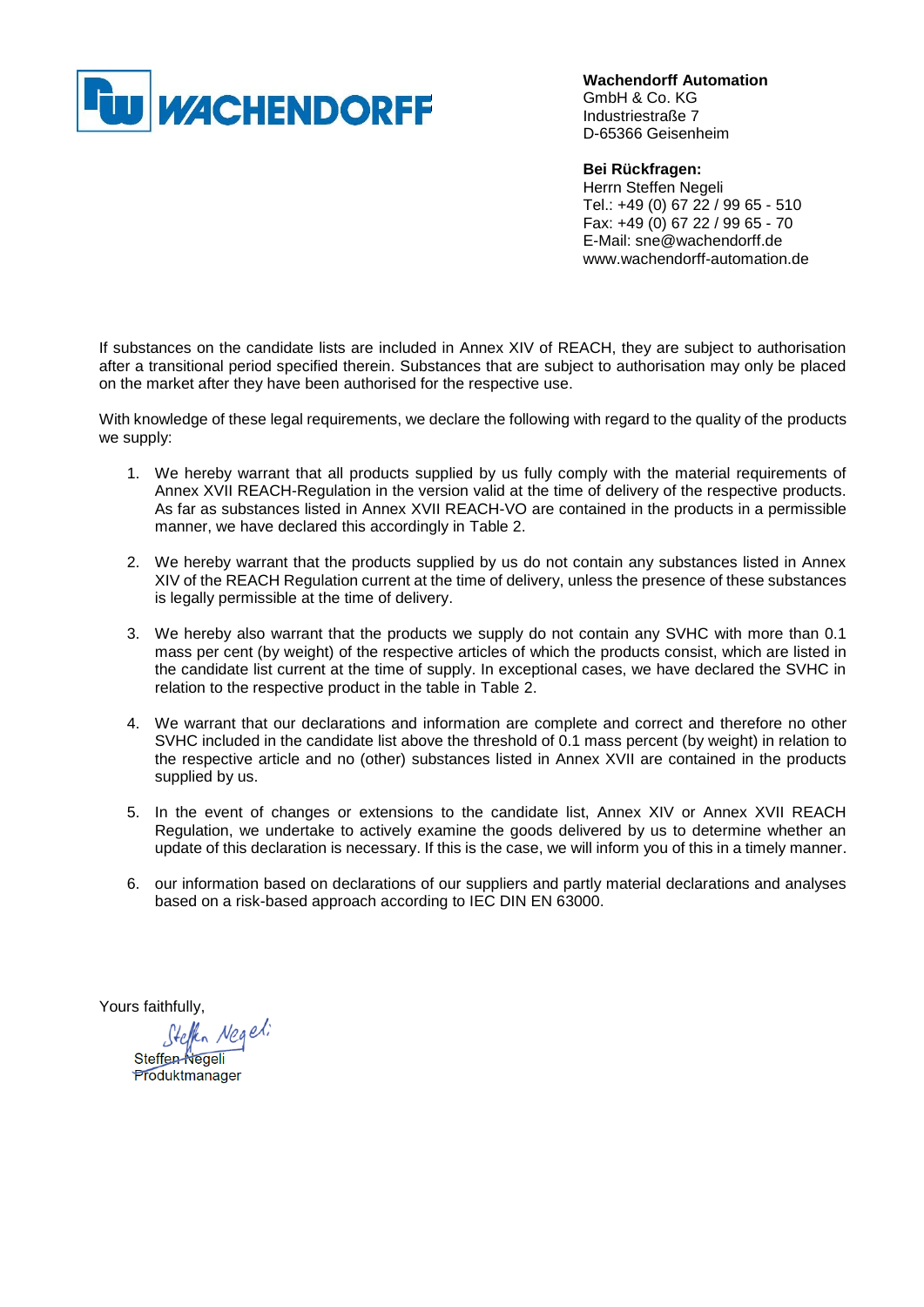**Wachendorff Automation**
GmbH & Co. KG
Industriestraße 7
D-65366 Geisenheim

**Bei Rückfragen:**
Herrn Steffen Negeli
Tel.: +49 (0) 67 22 / 99 65 - 510
Fax: +49 (0) 67 22 / 99 65 - 70
E-Mail: sne@wachendorff.de
www.wachendorff-automation.de

If substances on the candidate lists are included in Annex XIV of REACH, they are subject to authorisation after a transitional period specified therein. Substances that are subject to authorisation may only be placed on the market after they have been authorised for the respective use.

With knowledge of these legal requirements, we declare the following with regard to the quality of the products we supply:

1. We hereby warrant that all products supplied by us fully comply with the material requirements of Annex XVII REACH-Regulation in the version valid at the time of delivery of the respective products. As far as substances listed in Annex XVII REACH-VO are contained in the products in a permissible manner, we have declared this accordingly in Table 2.

2. We hereby warrant that the products supplied by us do not contain any substances listed in Annex XIV of the REACH Regulation current at the time of delivery, unless the presence of these substances is legally permissible at the time of delivery.

3. We hereby also warrant that the products we supply do not contain any SVHC with more than 0.1 mass per cent (by weight) of the respective articles of which the products consist, which are listed in the candidate list current at the time of supply. In exceptional cases, we have declared the SVHC in relation to the respective product in the table in Table 2.

4. We warrant that our declarations and information are complete and correct and therefore no other SVHC included in the candidate list above the threshold of 0.1 mass percent (by weight) in relation to the respective article and no (other) substances listed in Annex XVII are contained in the products supplied by us.

5. In the event of changes or extensions to the candidate list, Annex XIV or Annex XVII REACH Regulation, we undertake to actively examine the goods delivered by us to determine whether an update of this declaration is necessary. If this is the case, we will inform you of this in a timely manner.

6. our information based on declarations of our suppliers and partly material declarations and analyses based on a risk-based approach according to IEC DIN EN 63000.

Yours faithfully,

Steffen Negeli
Produktmanager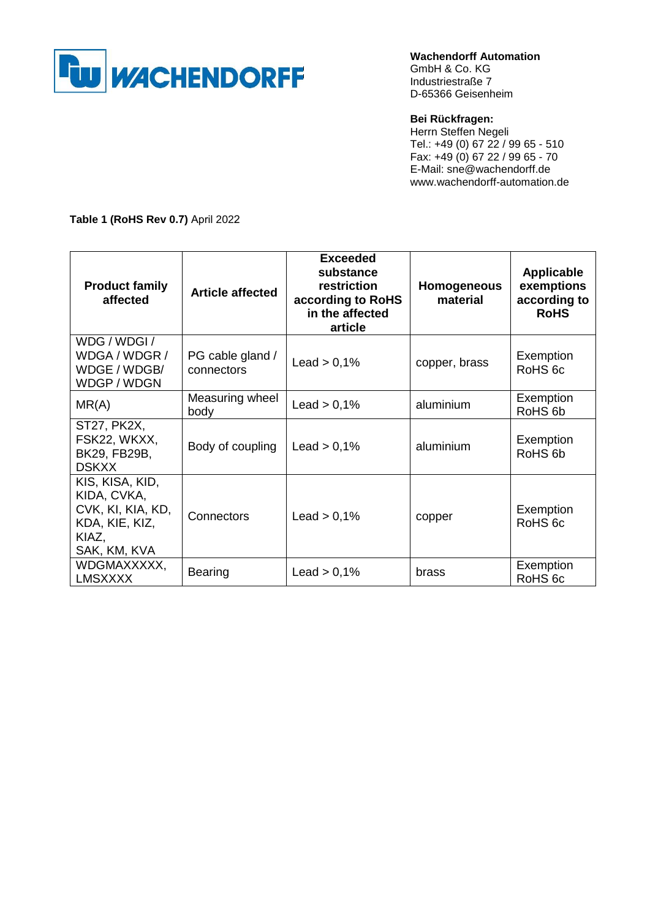**WACHENDORFF**

**Wachendorff Automation**
GmbH & Co. KG
Industriestraße 7
D-65366 Geisenheim

**Bei Rückfragen:**
Herrn Steffen Negeli
Tel.: +49 (0) 67 22 / 99 65 - 510
Fax: +49 (0) 67 22 / 99 65 - 70
E-Mail: sne@wachendorff.de
www.wachendorff-automation.de

**Table 1 (RoHS Rev 0.7)** April 2022

| **Product family affected** | **Article affected** | **Exceeded substance restriction according to RoHS in the affected article** | **Homogeneous material** | **Applicable exemptions according to RoHS** |
|---|---|---|---|---|
| WDG / WDGI / WDGA / WDGR / WDGE / WDGB/ WDGP / WDGN | PG cable gland / connectors | Lead > 0,1% | copper, brass | Exemption RoHS 6c |
| MR(A) | Measuring wheel body | Lead > 0,1% | aluminium | Exemption RoHS 6b |
| ST27, PK2X, FSK22, WKXX, BK29, FB29B, DSKXX | Body of coupling | Lead > 0,1% | aluminium | Exemption RoHS 6b |
| KIS, KISA, KID, KIDA, CVKA, CVK, KI, KIA, KD, KDA, KIE, KIZ, KIAZ, SAK, KM, KVA | Connectors | Lead > 0,1% | copper | Exemption RoHS 6c |
| WDGMAXXXXX, LMSXXXX | Bearing | Lead > 0,1% | brass | Exemption RoHS 6c |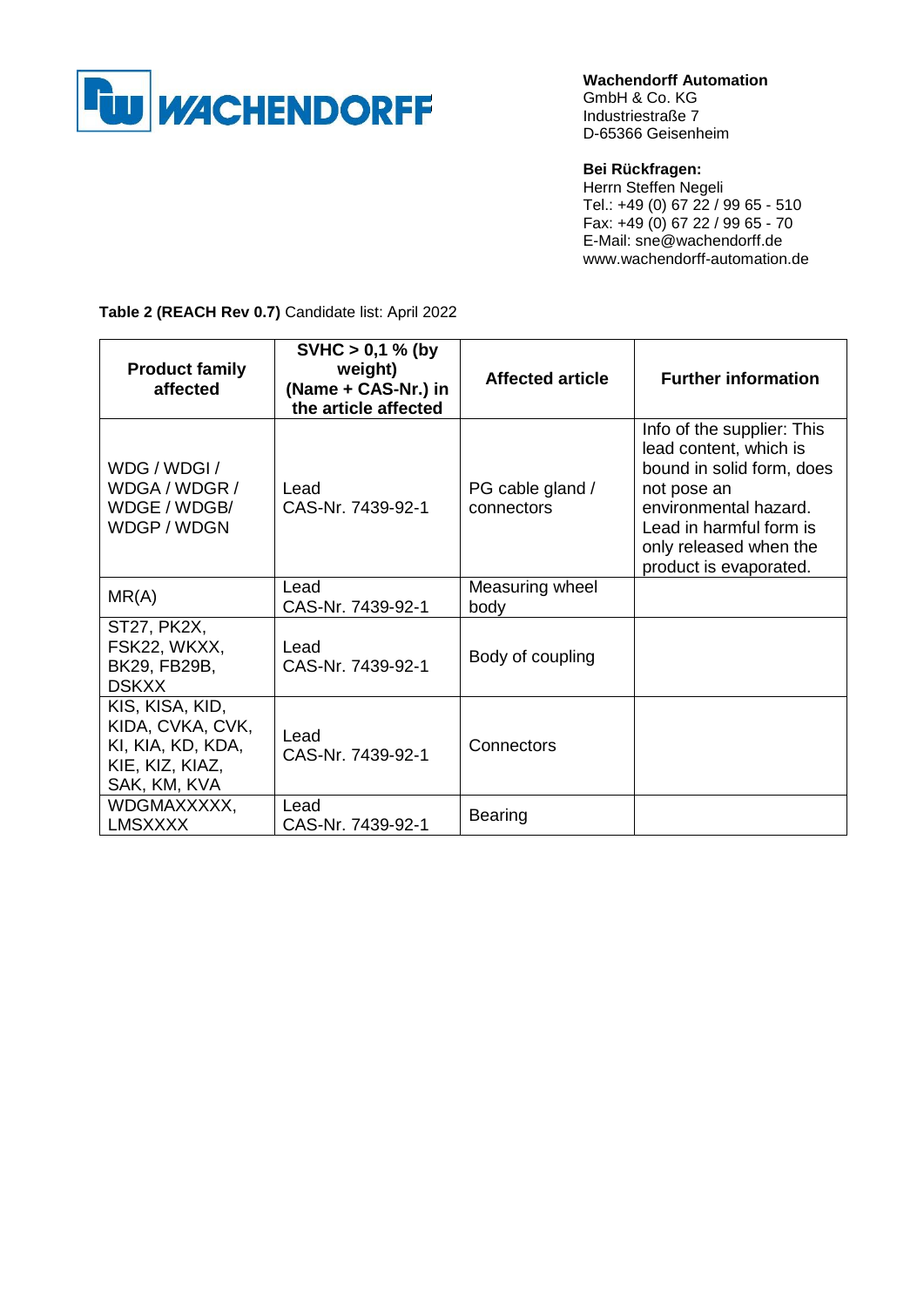**Wachendorff Automation**
GmbH & Co. KG
Industriestraße 7
D-65366 Geisenheim

**Bei Rückfragen:**
Herrn Steffen Negeli
Tel.: +49 (0) 67 22 / 99 65 - 510
Fax: +49 (0) 67 22 / 99 65 - 70
E-Mail: sne@wachendorff.de
www.wachendorff-automation.de

**Table 2 (REACH Rev 0.7)** Candidate list: April 2022

| Product family affected | SVHC > 0,1 % (by weight) (Name + CAS-Nr.) in the article affected | Affected article | Further information |
|---|---|---|---|
| WDG / WDGI / WDGA / WDGR / WDGE / WDGB/ WDGP / WDGN | Lead CAS-Nr. 7439-92-1 | PG cable gland / connectors | Info of the supplier: This lead content, which is bound in solid form, does not pose an environmental hazard. Lead in harmful form is only released when the product is evaporated. |
| MR(A) | Lead CAS-Nr. 7439-92-1 | Measuring wheel body | |
| ST27, PK2X, FSK22, WKXX, BK29, FB29B, DSKXX | Lead CAS-Nr. 7439-92-1 | Body of coupling | |
| KIS, KISA, KID, KIDA, CVKA, CVK, KI, KIA, KD, KDA, KIE, KIZ, KIAZ, SAK, KM, KVA | Lead CAS-Nr. 7439-92-1 | Connectors | |
| WDGMAXXXXX, LMSXXXX | Lead CAS-Nr. 7439-92-1 | Bearing | |